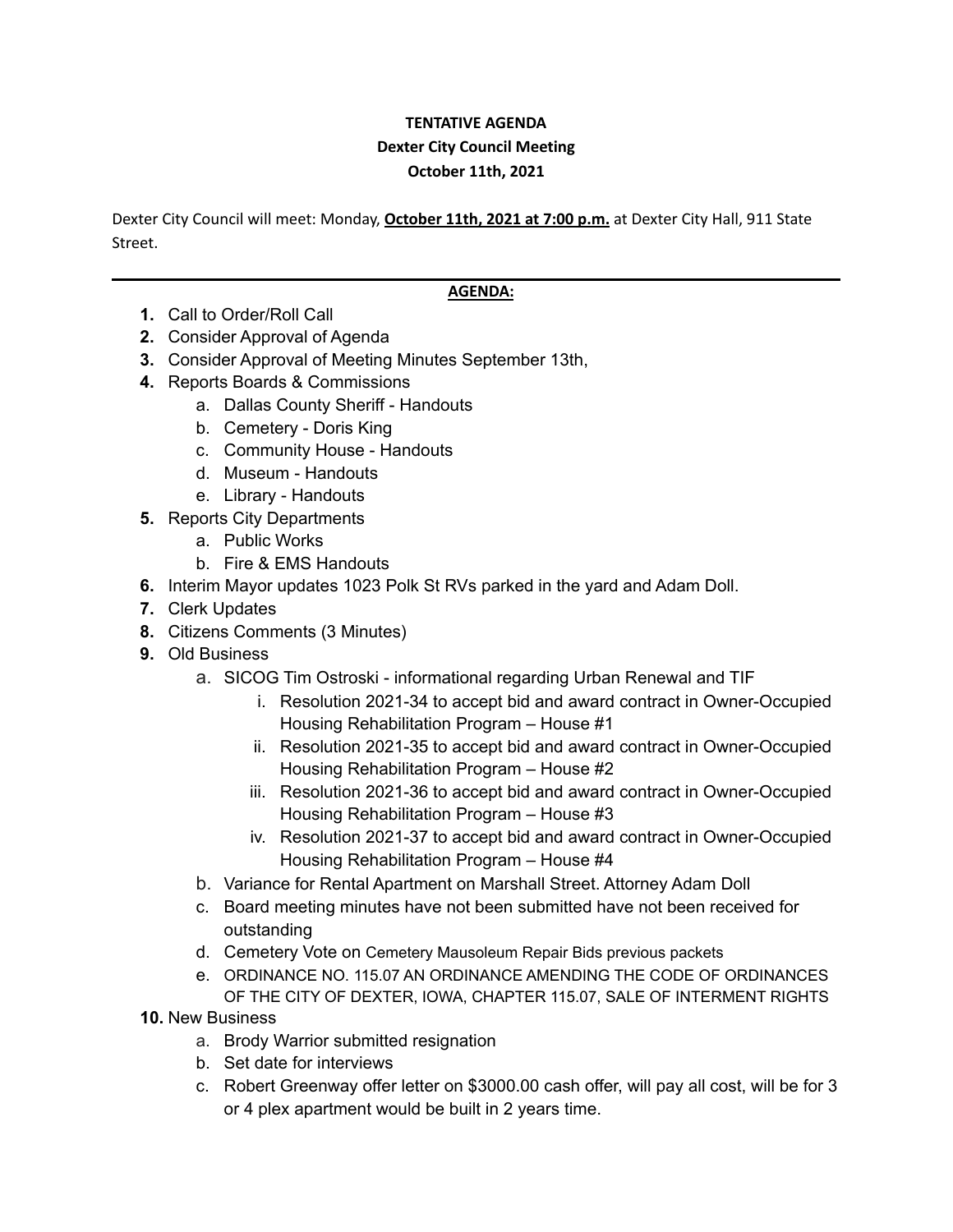**TENTATIVE AGENDA**

**Dexter City Council Meeting**

**October 11th, 2021**

Dexter City Council will meet: Monday, **October 11th, 2021 at 7:00 p.m.** at Dexter City Hall, 911 State Street.

---

**AGENDA:**

1. Call to Order/Roll Call
2. Consider Approval of Agenda
3. Consider Approval of Meeting Minutes September 13th,
4. Reports Boards & Commissions
    a. Dallas County Sheriff - Handouts
    b. Cemetery - Doris King
    c. Community House - Handouts
    d. Museum - Handouts
    e. Library - Handouts
5. Reports City Departments
    a. Public Works
    b. Fire & EMS Handouts
6. Interim Mayor updates 1023 Polk St RVs parked in the yard and Adam Doll.
7. Clerk Updates
8. Citizens Comments (3 Minutes)
9. Old Business
    a. SICOG Tim Ostroski - informational regarding Urban Renewal and TIF
        i. Resolution 2021-34 to accept bid and award contract in Owner-Occupied Housing Rehabilitation Program – House #1
        ii. Resolution 2021-35 to accept bid and award contract in Owner-Occupied Housing Rehabilitation Program – House #2
        iii. Resolution 2021-36 to accept bid and award contract in Owner-Occupied Housing Rehabilitation Program – House #3
        iv. Resolution 2021-37 to accept bid and award contract in Owner-Occupied Housing Rehabilitation Program – House #4
    b. Variance for Rental Apartment on Marshall Street. Attorney Adam Doll
    c. Board meeting minutes have not been submitted have not been received for outstanding
    d. Cemetery Vote on Cemetery Mausoleum Repair Bids previous packets
    e. ORDINANCE NO. 115.07 AN ORDINANCE AMENDING THE CODE OF ORDINANCES OF THE CITY OF DEXTER, IOWA, CHAPTER 115.07, SALE OF INTERMENT RIGHTS
10. New Business
    a. Brody Warrior submitted resignation
    b. Set date for interviews
    c. Robert Greenway offer letter on $3000.00 cash offer, will pay all cost, will be for 3 or 4 plex apartment would be built in 2 years time.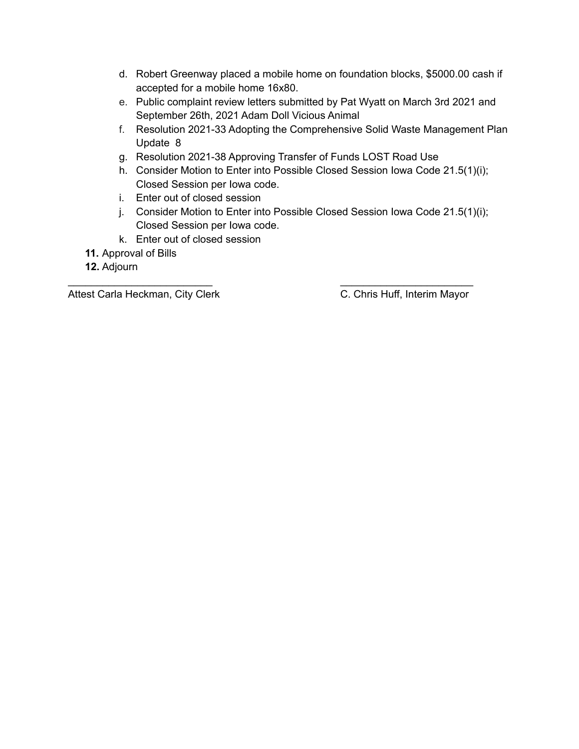d. Robert Greenway placed a mobile home on foundation blocks, $5000.00 cash if accepted for a mobile home 16x80.
e. Public complaint review letters submitted by Pat Wyatt on March 3rd 2021 and September 26th, 2021 Adam Doll Vicious Animal
f. Resolution 2021-33 Adopting the Comprehensive Solid Waste Management Plan Update 8
g. Resolution 2021-38 Approving Transfer of Funds LOST Road Use
h. Consider Motion to Enter into Possible Closed Session Iowa Code 21.5(1)(i); Closed Session per Iowa code.
i. Enter out of closed session
j. Consider Motion to Enter into Possible Closed Session Iowa Code 21.5(1)(i); Closed Session per Iowa code.
k. Enter out of closed session

**11.** Approval of Bills

**12.** Adjourn

\_\_\_\_\_\_\_\_\_\_\_\_\_\_\_\_\_\_\_\_\_\_\_\_\_\_ \_\_\_\_\_\_\_\_\_\_\_\_\_\_\_\_\_\_\_\_\_\_\_\_

Attest Carla Heckman, City Clerk C. Chris Huff, Interim Mayor